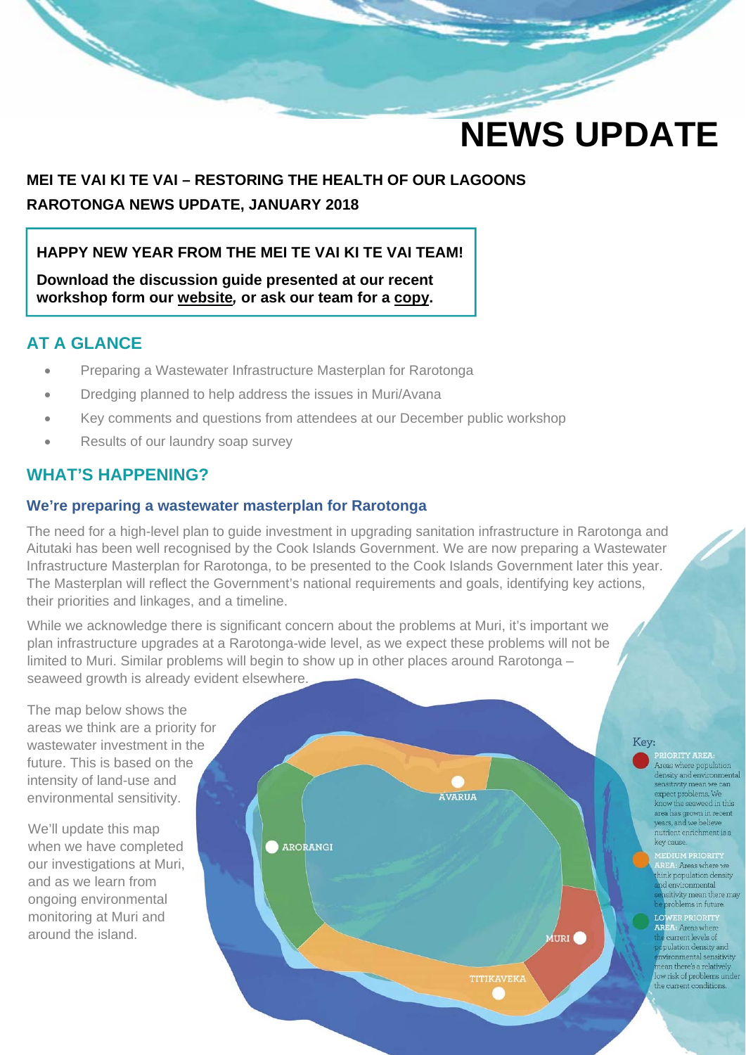# NEWS UPDATE

**MEI TE VAI KI TE VAI – RESTORING THE HEALTH OF OUR LAGOONS**

**RAROTONGA NEWS UPDATE, JANUARY 2018**

> **HAPPY NEW YEAR FROM THE MEI TE VAI KI TE VAI TEAM!**
>
> **Download the discussion guide presented at our recent workshop form our website, or ask our team for a copy.**

## AT A GLANCE

- Preparing a Wastewater Infrastructure Masterplan for Rarotonga
- Dredging planned to help address the issues in Muri/Avana
- Key comments and questions from attendees at our December public workshop
- Results of our laundry soap survey

## WHAT'S HAPPENING?

### We're preparing a wastewater masterplan for Rarotonga

The need for a high-level plan to guide investment in upgrading sanitation infrastructure in Rarotonga and Aitutaki has been well recognised by the Cook Islands Government. We are now preparing a Wastewater Infrastructure Masterplan for Rarotonga, to be presented to the Cook Islands Government later this year. The Masterplan will reflect the Government's national requirements and goals, identifying key actions, their priorities and linkages, and a timeline.

While we acknowledge there is significant concern about the problems at Muri, it's important we plan infrastructure upgrades at a Rarotonga-wide level, as we expect these problems will not be limited to Muri. Similar problems will begin to show up in other places around Rarotonga – seaweed growth is already evident elsewhere.

The map below shows the areas we think are a priority for wastewater investment in the future. This is based on the intensity of land-use and environmental sensitivity.

We'll update this map when we have completed our investigations at Muri, and as we learn from ongoing environmental monitoring at Muri and around the island.

AVARUA

AROR ANGI

MURI

TITIKAVEKA

Key:

PRIORITY AREA: Areas where population density and environmental sensitivity mean we can expect problems. We know the seaweed in this area has grown in recent years, and we believe nutrient enrichment is a key cause.

MEDIUM PRIORITY AREA: Areas where we think population density and environmental sensitivity mean there may be problems in future.

LOWER PRIORITY AREA: Areas where the current levels of population density and environmental sensitivity mean there's a relatively low risk of problems under the current conditions.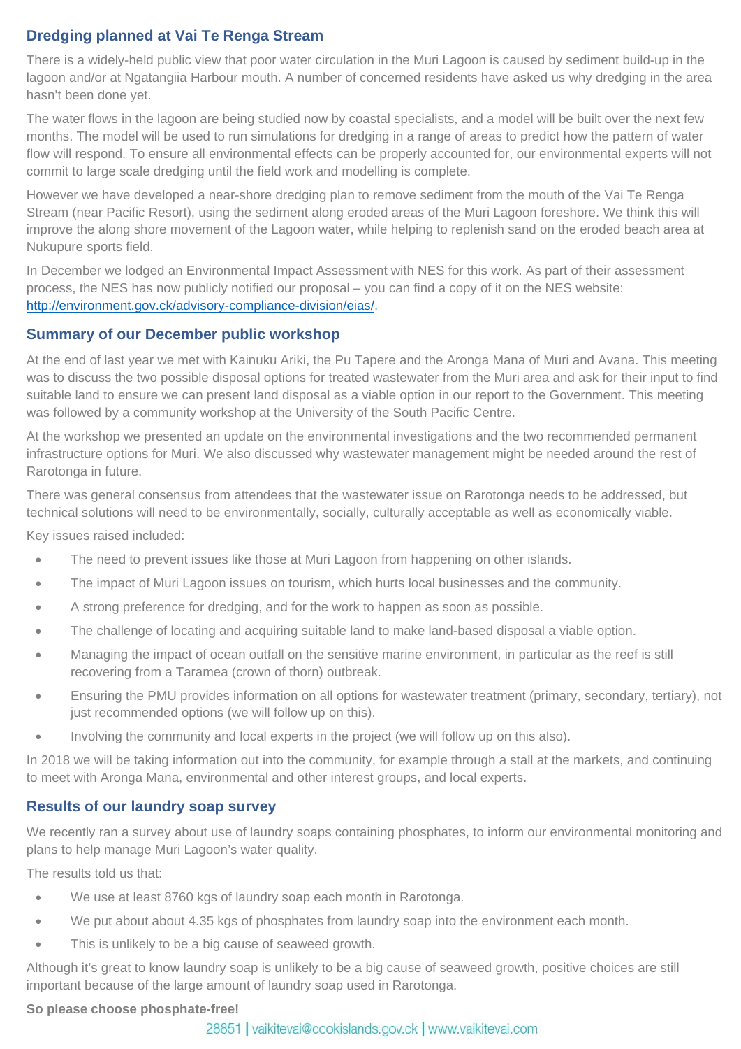## Dredging planned at Vai Te Renga Stream

There is a widely-held public view that poor water circulation in the Muri Lagoon is caused by sediment build-up in the lagoon and/or at Ngatangiia Harbour mouth. A number of concerned residents have asked us why dredging in the area hasn't been done yet.

The water flows in the lagoon are being studied now by coastal specialists, and a model will be built over the next few months. The model will be used to run simulations for dredging in a range of areas to predict how the pattern of water flow will respond. To ensure all environmental effects can be properly accounted for, our environmental experts will not commit to large scale dredging until the field work and modelling is complete.

However we have developed a near-shore dredging plan to remove sediment from the mouth of the Vai Te Renga Stream (near Pacific Resort), using the sediment along eroded areas of the Muri Lagoon foreshore. We think this will improve the along shore movement of the Lagoon water, while helping to replenish sand on the eroded beach area at Nukupure sports field.

In December we lodged an Environmental Impact Assessment with NES for this work. As part of their assessment process, the NES has now publicly notified our proposal – you can find a copy of it on the NES website: http://environment.gov.ck/advisory-compliance-division/eias/.

## Summary of our December public workshop

At the end of last year we met with Kainuku Ariki, the Pu Tapere and the Aronga Mana of Muri and Avana. This meeting was to discuss the two possible disposal options for treated wastewater from the Muri area and ask for their input to find suitable land to ensure we can present land disposal as a viable option in our report to the Government. This meeting was followed by a community workshop at the University of the South Pacific Centre.

At the workshop we presented an update on the environmental investigations and the two recommended permanent infrastructure options for Muri. We also discussed why wastewater management might be needed around the rest of Rarotonga in future.

There was general consensus from attendees that the wastewater issue on Rarotonga needs to be addressed, but technical solutions will need to be environmentally, socially, culturally acceptable as well as economically viable.

Key issues raised included:

- The need to prevent issues like those at Muri Lagoon from happening on other islands.
- The impact of Muri Lagoon issues on tourism, which hurts local businesses and the community.
- A strong preference for dredging, and for the work to happen as soon as possible.
- The challenge of locating and acquiring suitable land to make land-based disposal a viable option.
- Managing the impact of ocean outfall on the sensitive marine environment, in particular as the reef is still recovering from a Taramea (crown of thorn) outbreak.
- Ensuring the PMU provides information on all options for wastewater treatment (primary, secondary, tertiary), not just recommended options (we will follow up on this).
- Involving the community and local experts in the project (we will follow up on this also).

In 2018 we will be taking information out into the community, for example through a stall at the markets, and continuing to meet with Aronga Mana, environmental and other interest groups, and local experts.

## Results of our laundry soap survey

We recently ran a survey about use of laundry soaps containing phosphates, to inform our environmental monitoring and plans to help manage Muri Lagoon's water quality.

The results told us that:

- We use at least 8760 kgs of laundry soap each month in Rarotonga.
- We put about about 4.35 kgs of phosphates from laundry soap into the environment each month.
- This is unlikely to be a big cause of seaweed growth.

Although it's great to know laundry soap is unlikely to be a big cause of seaweed growth, positive choices are still important because of the large amount of laundry soap used in Rarotonga.

**So please choose phosphate-free!**

28851 | vaikitevai@cookislands.gov.ck | www.vaikitevai.com